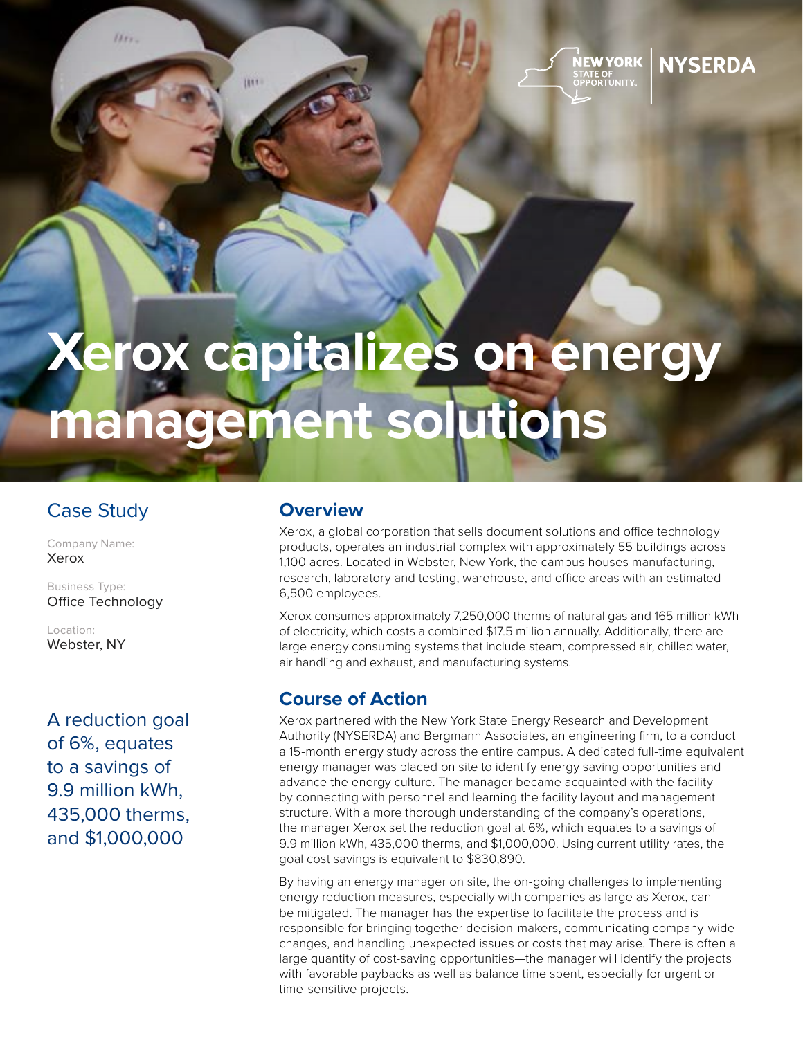# Xerox capitalizes on energy management solutions

## Case Study

Company Name:
Xerox

Business Type:
Office Technology

Location:
Webster, NY

A reduction goal of 6%, equates to a savings of 9.9 million kWh, 435,000 therms, and $1,000,000

## Overview

Xerox, a global corporation that sells document solutions and office technology products, operates an industrial complex with approximately 55 buildings across 1,100 acres. Located in Webster, New York, the campus houses manufacturing, research, laboratory and testing, warehouse, and office areas with an estimated 6,500 employees.

Xerox consumes approximately 7,250,000 therms of natural gas and 165 million kWh of electricity, which costs a combined $17.5 million annually. Additionally, there are large energy consuming systems that include steam, compressed air, chilled water, air handling and exhaust, and manufacturing systems.

## Course of Action

Xerox partnered with the New York State Energy Research and Development Authority (NYSERDA) and Bergmann Associates, an engineering firm, to a conduct a 15-month energy study across the entire campus. A dedicated full-time equivalent energy manager was placed on site to identify energy saving opportunities and advance the energy culture. The manager became acquainted with the facility by connecting with personnel and learning the facility layout and management structure. With a more thorough understanding of the company's operations, the manager Xerox set the reduction goal at 6%, which equates to a savings of 9.9 million kWh, 435,000 therms, and $1,000,000. Using current utility rates, the goal cost savings is equivalent to $830,890.

By having an energy manager on site, the on-going challenges to implementing energy reduction measures, especially with companies as large as Xerox, can be mitigated. The manager has the expertise to facilitate the process and is responsible for bringing together decision-makers, communicating company-wide changes, and handling unexpected issues or costs that may arise. There is often a large quantity of cost-saving opportunities—the manager will identify the projects with favorable paybacks as well as balance time spent, especially for urgent or time-sensitive projects.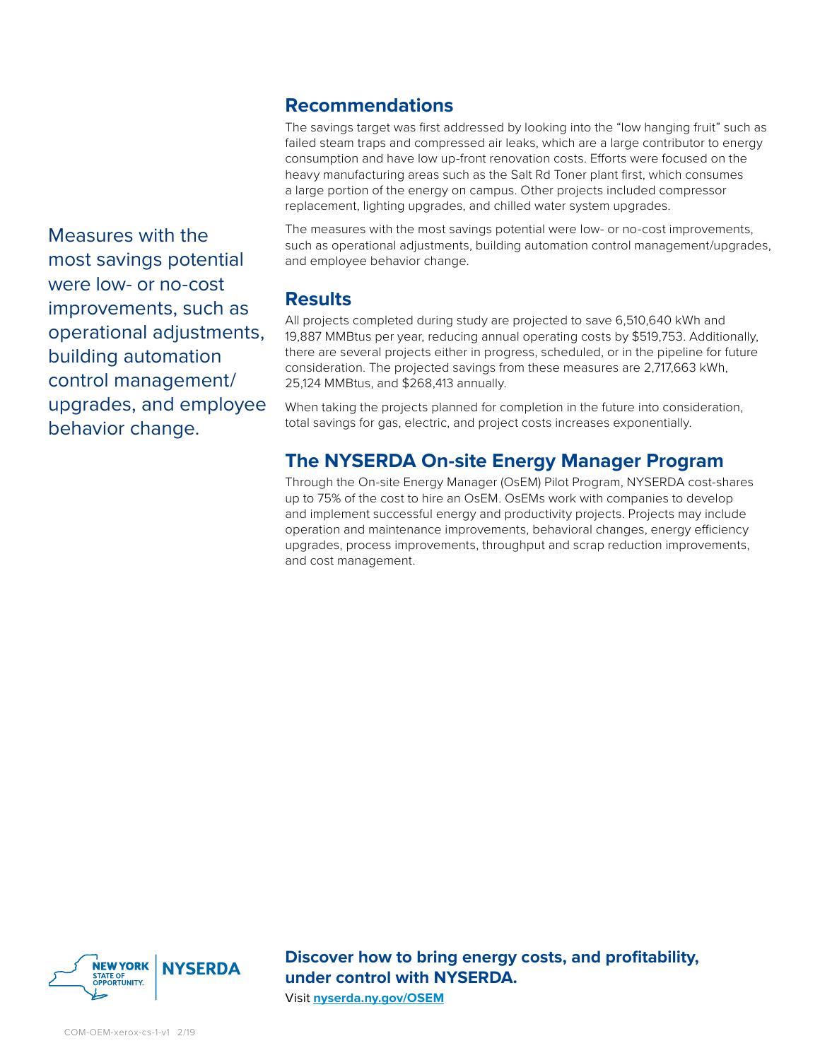## Recommendations

The savings target was first addressed by looking into the "low hanging fruit" such as failed steam traps and compressed air leaks, which are a large contributor to energy consumption and have low up-front renovation costs. Efforts were focused on the heavy manufacturing areas such as the Salt Rd Toner plant first, which consumes a large portion of the energy on campus. Other projects included compressor replacement, lighting upgrades, and chilled water system upgrades.

The measures with the most savings potential were low- or no-cost improvements, such as operational adjustments, building automation control management/upgrades, and employee behavior change.

> Measures with the most savings potential were low- or no-cost improvements, such as operational adjustments, building automation control management/upgrades, and employee behavior change.

## Results

All projects completed during study are projected to save 6,510,640 kWh and 19,887 MMBtus per year, reducing annual operating costs by $519,753. Additionally, there are several projects either in progress, scheduled, or in the pipeline for future consideration. The projected savings from these measures are 2,717,663 kWh, 25,124 MMBtus, and $268,413 annually.

When taking the projects planned for completion in the future into consideration, total savings for gas, electric, and project costs increases exponentially.

## The NYSERDA On-site Energy Manager Program

Through the On-site Energy Manager (OsEM) Pilot Program, NYSERDA cost-shares up to 75% of the cost to hire an OsEM. OsEMs work with companies to develop and implement successful energy and productivity projects. Projects may include operation and maintenance improvements, behavioral changes, energy efficiency upgrades, process improvements, throughput and scrap reduction improvements, and cost management.

NEW YORK STATE OF OPPORTUNITY. | NYSERDA

**Discover how to bring energy costs, and profitability, under control with NYSERDA.**

Visit **nyserda.ny.gov/OSEM**

COM-OEM-xerox-cs-1-v1 2/19